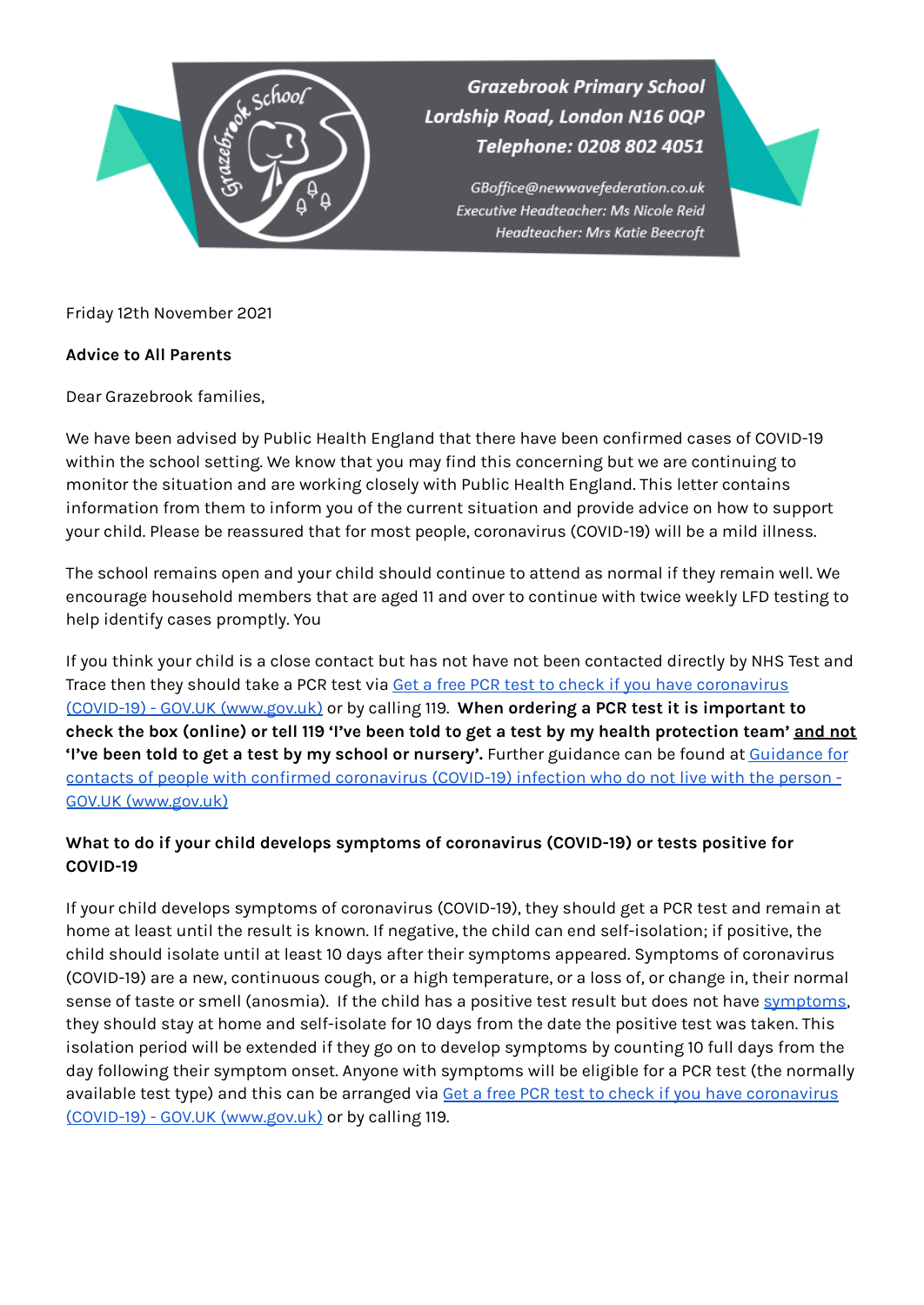Grazebrook Primary School
Lordship Road, London N16 0QP
Telephone: 0208 802 4051

GBoffice@newwavefederation.co.uk
Executive Headteacher: Ms Nicole Reid
Headteacher: Mrs Katie Beecroft

Friday 12th November 2021

**Advice to All Parents**

Dear Grazebrook families,

We have been advised by Public Health England that there have been confirmed cases of COVID-19 within the school setting. We know that you may find this concerning but we are continuing to monitor the situation and are working closely with Public Health England. This letter contains information from them to inform you of the current situation and provide advice on how to support your child. Please be reassured that for most people, coronavirus (COVID-19) will be a mild illness.

The school remains open and your child should continue to attend as normal if they remain well. We encourage household members that are aged 11 and over to continue with twice weekly LFD testing to help identify cases promptly. You

If you think your child is a close contact but has not have not been contacted directly by NHS Test and Trace then they should take a PCR test via [Get a free PCR test to check if you have coronavirus (COVID-19) - GOV.UK (www.gov.uk)] or by calling 119. **When ordering a PCR test it is important to check the box (online) or tell 119 'I've been told to get a test by my health protection team' __and not__ 'I've been told to get a test by my school or nursery'.** Further guidance can be found at [Guidance for contacts of people with confirmed coronavirus (COVID-19) infection who do not live with the person - GOV.UK (www.gov.uk)]

**What to do if your child develops symptoms of coronavirus (COVID-19) or tests positive for COVID-19**

If your child develops symptoms of coronavirus (COVID-19), they should get a PCR test and remain at home at least until the result is known. If negative, the child can end self-isolation; if positive, the child should isolate until at least 10 days after their symptoms appeared. Symptoms of coronavirus (COVID-19) are a new, continuous cough, or a high temperature, or a loss of, or change in, their normal sense of taste or smell (anosmia). If the child has a positive test result but does not have [symptoms], they should stay at home and self-isolate for 10 days from the date the positive test was taken. This isolation period will be extended if they go on to develop symptoms by counting 10 full days from the day following their symptom onset. Anyone with symptoms will be eligible for a PCR test (the normally available test type) and this can be arranged via [Get a free PCR test to check if you have coronavirus (COVID-19) - GOV.UK (www.gov.uk)] or by calling 119.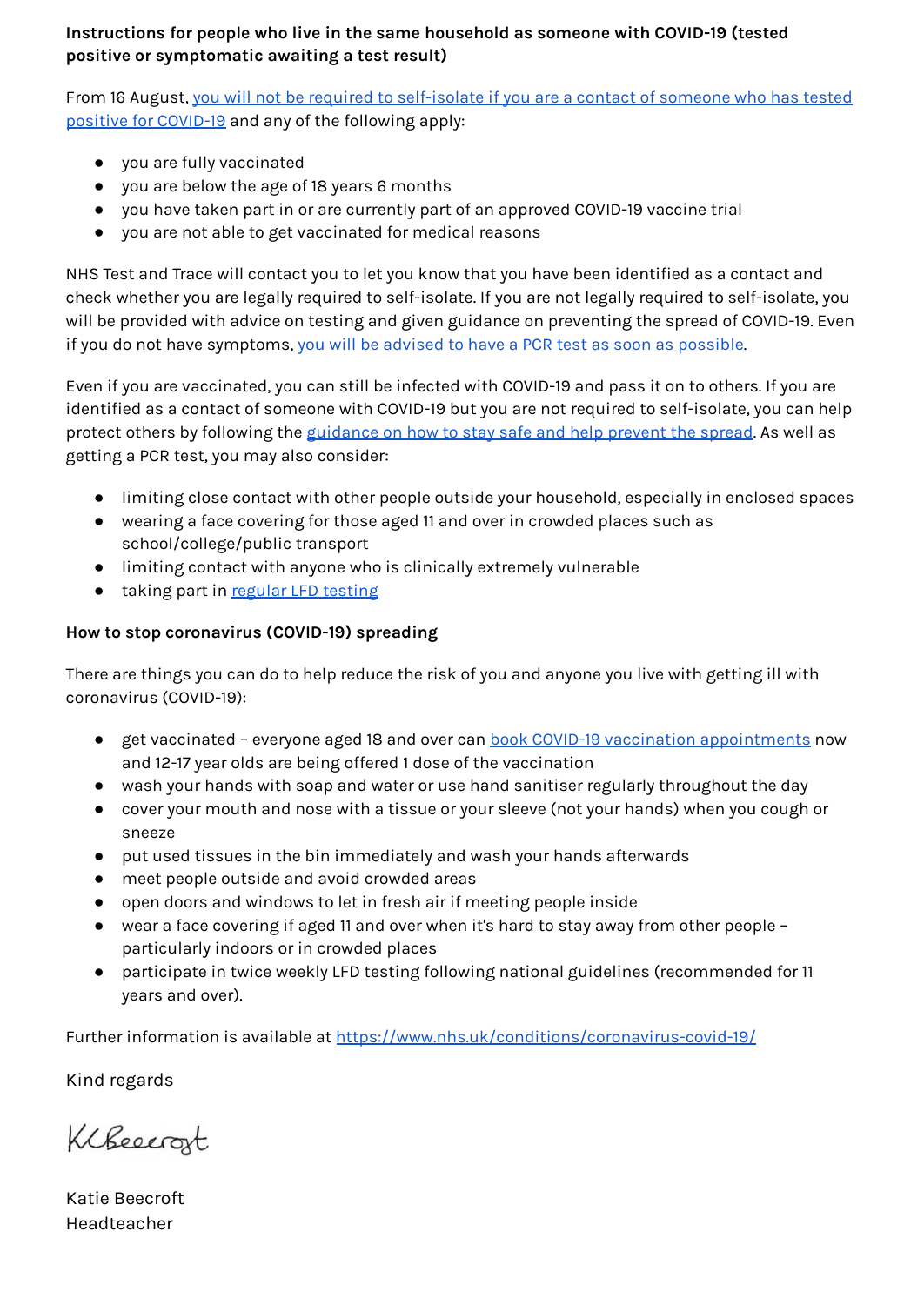**Instructions for people who live in the same household as someone with COVID-19 (tested positive or symptomatic awaiting a test result)**

From 16 August, you will not be required to self-isolate if you are a contact of someone who has tested positive for COVID-19 and any of the following apply:

- you are fully vaccinated
- you are below the age of 18 years 6 months
- you have taken part in or are currently part of an approved COVID-19 vaccine trial
- you are not able to get vaccinated for medical reasons

NHS Test and Trace will contact you to let you know that you have been identified as a contact and check whether you are legally required to self-isolate. If you are not legally required to self-isolate, you will be provided with advice on testing and given guidance on preventing the spread of COVID-19. Even if you do not have symptoms, you will be advised to have a PCR test as soon as possible.

Even if you are vaccinated, you can still be infected with COVID-19 and pass it on to others. If you are identified as a contact of someone with COVID-19 but you are not required to self-isolate, you can help protect others by following the guidance on how to stay safe and help prevent the spread. As well as getting a PCR test, you may also consider:

- limiting close contact with other people outside your household, especially in enclosed spaces
- wearing a face covering for those aged 11 and over in crowded places such as school/college/public transport
- limiting contact with anyone who is clinically extremely vulnerable
- taking part in regular LFD testing

**How to stop coronavirus (COVID-19) spreading**

There are things you can do to help reduce the risk of you and anyone you live with getting ill with coronavirus (COVID-19):

- get vaccinated – everyone aged 18 and over can book COVID-19 vaccination appointments now and 12-17 year olds are being offered 1 dose of the vaccination
- wash your hands with soap and water or use hand sanitiser regularly throughout the day
- cover your mouth and nose with a tissue or your sleeve (not your hands) when you cough or sneeze
- put used tissues in the bin immediately and wash your hands afterwards
- meet people outside and avoid crowded areas
- open doors and windows to let in fresh air if meeting people inside
- wear a face covering if aged 11 and over when it's hard to stay away from other people – particularly indoors or in crowded places
- participate in twice weekly LFD testing following national guidelines (recommended for 11 years and over).

Further information is available at https://www.nhs.uk/conditions/coronavirus-covid-19/

Kind regards

KCBeecroft

Katie Beecroft
Headteacher